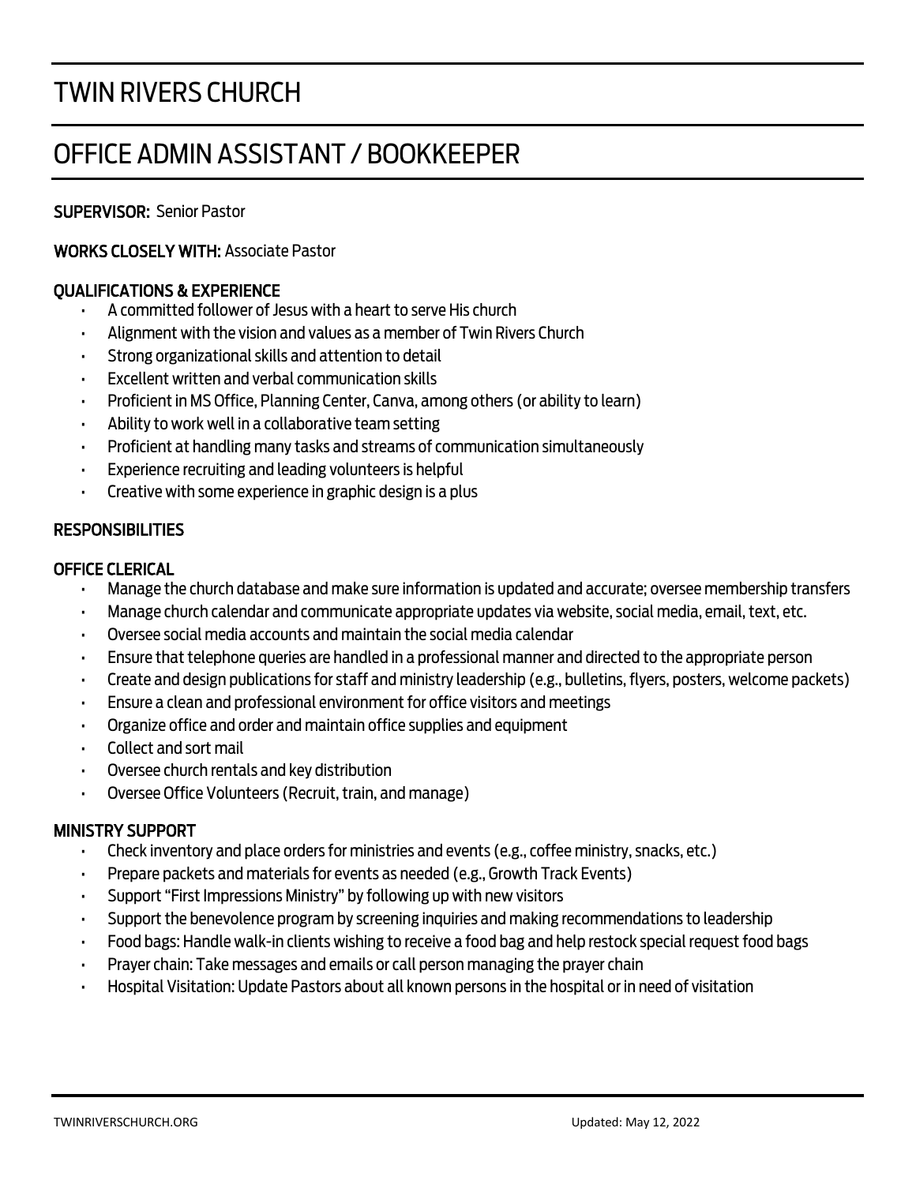# TWIN RIVERS CHURCH

## OFFICE ADMIN ASSISTANT / BOOKKEEPER

**SUPERVISOR:** Senior Pastor

**WORKS CLOSELY WITH:** Associate Pastor

### QUALIFICATIONS & EXPERIENCE

- A committed follower of Jesus with a heart to serve His church
- Alignment with the vision and values as a member of Twin Rivers Church
- Strong organizational skills and attention to detail
- Excellent written and verbal communication skills
- Proficient in MS Office, Planning Center, Canva, among others (or ability to learn)
- Ability to work well in a collaborative team setting
- Proficient at handling many tasks and streams of communication simultaneously
- Experience recruiting and leading volunteers is helpful
- Creative with some experience in graphic design is a plus

### RESPONSIBILITIES

### OFFICE CLERICAL

- Manage the church database and make sure information is updated and accurate; oversee membership transfers
- Manage church calendar and communicate appropriate updates via website, social media, email, text, etc.
- Oversee social media accounts and maintain the social media calendar
- Ensure that telephone queries are handled in a professional manner and directed to the appropriate person
- Create and design publications for staff and ministry leadership (e.g., bulletins, flyers, posters, welcome packets)
- Ensure a clean and professional environment for office visitors and meetings
- Organize office and order and maintain office supplies and equipment
- Collect and sort mail
- Oversee church rentals and key distribution
- Oversee Office Volunteers (Recruit, train, and manage)

### MINISTRY SUPPORT

- Check inventory and place orders for ministries and events (e.g., coffee ministry, snacks, etc.)
- Prepare packets and materials for events as needed (e.g., Growth Track Events)
- Support "First Impressions Ministry" by following up with new visitors
- Support the benevolence program by screening inquiries and making recommendations to leadership
- Food bags: Handle walk-in clients wishing to receive a food bag and help restock special request food bags
- Prayer chain: Take messages and emails or call person managing the prayer chain
- Hospital Visitation: Update Pastors about all known persons in the hospital or in need of visitation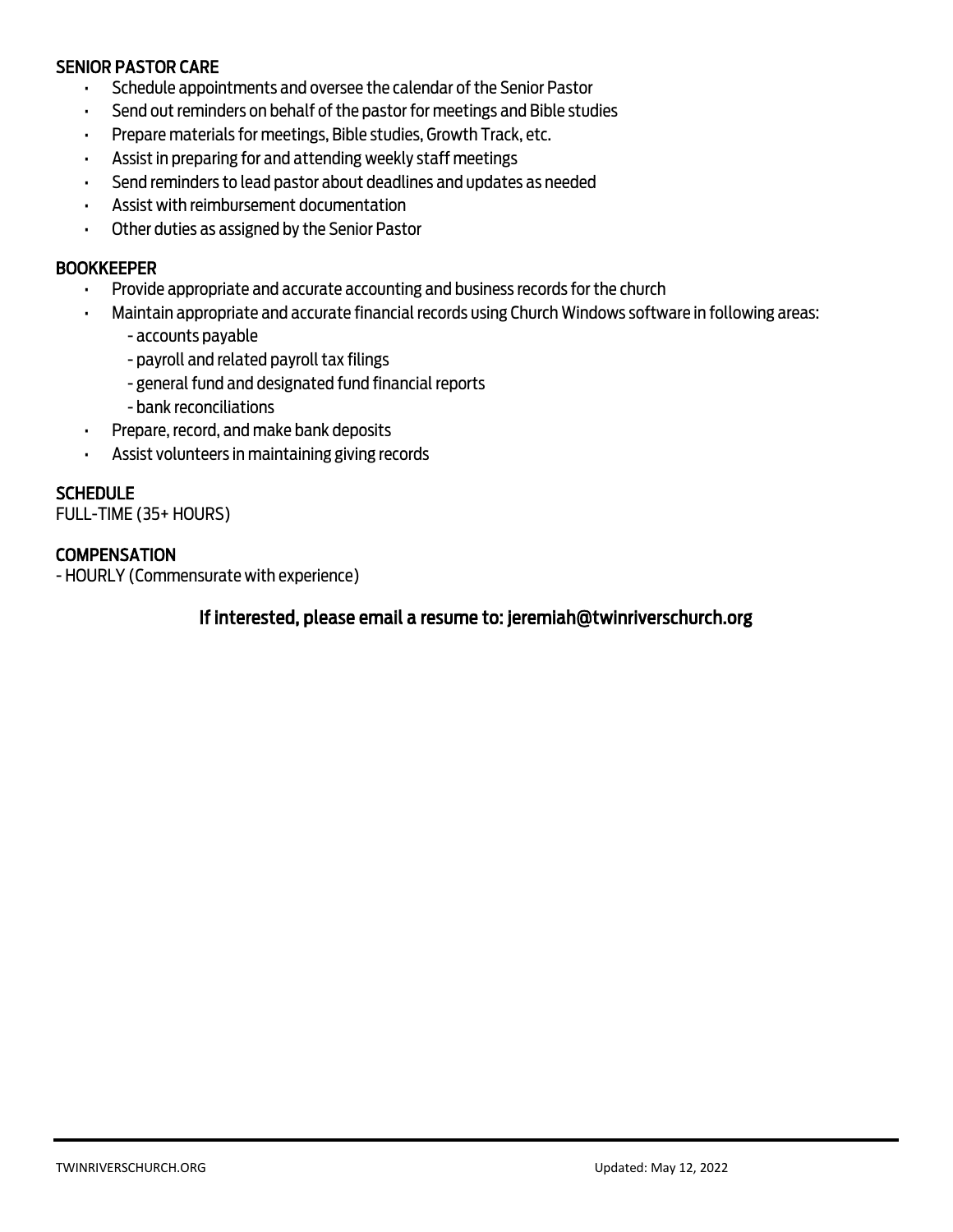## SENIOR PASTOR CARE

- Schedule appointments and oversee the calendar of the Senior Pastor
- Send out reminders on behalf of the pastor for meetings and Bible studies
- Prepare materials for meetings, Bible studies, Growth Track, etc.
- Assist in preparing for and attending weekly staff meetings
- Send reminders to lead pastor about deadlines and updates as needed
- Assist with reimbursement documentation
- Other duties as assigned by the Senior Pastor

## BOOKKEEPER

- Provide appropriate and accurate accounting and business records for the church
- Maintain appropriate and accurate financial records using Church Windows software in following areas:
  - accounts payable
  - payroll and related payroll tax filings
  - general fund and designated fund financial reports
  - bank reconciliations
- Prepare, record, and make bank deposits
- Assist volunteers in maintaining giving records

## SCHEDULE

FULL-TIME (35+ HOURS)

## COMPENSATION

- HOURLY (Commensurate with experience)

**If interested, please email a resume to: jeremiah@twinriverschurch.org**